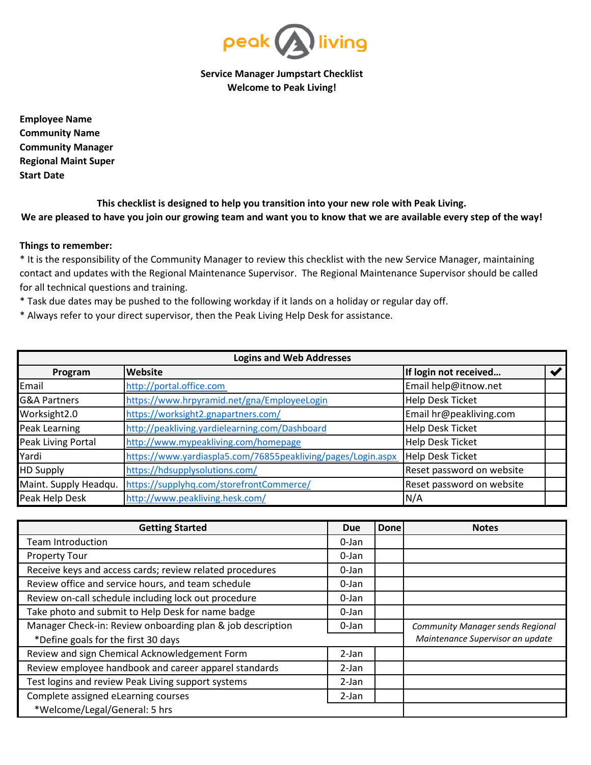peak living

**Service Manager Jumpstart Checklist**
**Welcome to Peak Living!**

**Employee Name**
**Community Name**
**Community Manager**
**Regional Maint Super**
**Start Date**

**This checklist is designed to help you transition into your new role with Peak Living.**
**We are pleased to have you join our growing team and want you to know that we are available every step of the way!**

**Things to remember:**
* It is the responsibility of the Community Manager to review this checklist with the new Service Manager, maintaining contact and updates with the Regional Maintenance Supervisor. The Regional Maintenance Supervisor should be called for all technical questions and training.
* Task due dates may be pushed to the following workday if it lands on a holiday or regular day off.
* Always refer to your direct supervisor, then the Peak Living Help Desk for assistance.

| Logins and Web Addresses | | | |
|---|---|---|---|
| **Program** | **Website** | **If login not received…** | ✔ |
| Email | http://portal.office.com | Email help@itnow.net | |
| G&A Partners | https://www.hrpyramid.net/gna/EmployeeLogin | Help Desk Ticket | |
| Worksight2.0 | https://worksight2.gnapartners.com/ | Email hr@peakliving.com | |
| Peak Learning | http://peakliving.yardielearning.com/Dashboard | Help Desk Ticket | |
| Peak Living Portal | http://www.mypeakliving.com/homepage | Help Desk Ticket | |
| Yardi | https://www.yardiaspla5.com/76855peakliving/pages/Login.aspx | Help Desk Ticket | |
| HD Supply | https://hdsupplysolutions.com/ | Reset password on website | |
| Maint. Supply Headqu. | https://supplyhq.com/storefrontCommerce/ | Reset password on website | |
| Peak Help Desk | http://www.peakliving.hesk.com/ | N/A | |

| Getting Started | Due | Done | Notes |
|---|---|---|---|
| Team Introduction | 0-Jan | | |
| Property Tour | 0-Jan | | |
| Receive keys and access cards; review related procedures | 0-Jan | | |
| Review office and service hours, and team schedule | 0-Jan | | |
| Review on-call schedule including lock out procedure | 0-Jan | | |
| Take photo and submit to Help Desk for name badge | 0-Jan | | |
| Manager Check-in: Review onboarding plan & job description<br>*Define goals for the first 30 days | 0-Jan | | *Community Manager sends Regional Maintenance Supervisor an update* |
| Review and sign Chemical Acknowledgement Form | 2-Jan | | |
| Review employee handbook and career apparel standards | 2-Jan | | |
| Test logins and review Peak Living support systems | 2-Jan | | |
| Complete assigned eLearning courses<br>*Welcome/Legal/General: 5 hrs | 2-Jan | | |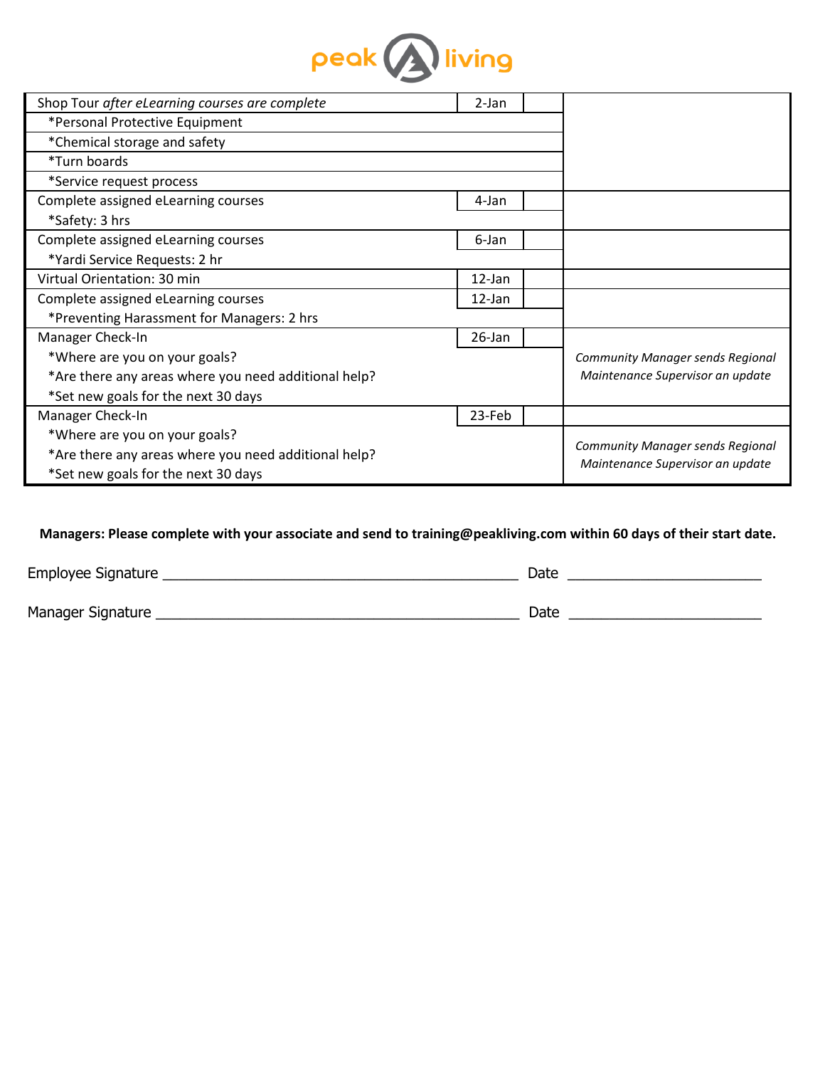| | | | |
|---|---|---|---|
| Shop Tour *after eLearning courses are complete* | 2-Jan | | |
| *Personal Protective Equipment | | | |
| *Chemical storage and safety | | | |
| *Turn boards | | | |
| *Service request process | | | |
| Complete assigned eLearning courses | 4-Jan | | |
| *Safety: 3 hrs | | | |
| Complete assigned eLearning courses | 6-Jan | | |
| *Yardi Service Requests: 2 hr | | | |
| Virtual Orientation: 30 min | 12-Jan | | |
| Complete assigned eLearning courses | 12-Jan | | |
| *Preventing Harassment for Managers: 2 hrs | | | |
| Manager Check-In | 26-Jan | | |
| *Where are you on your goals? | | | *Community Manager sends Regional Maintenance Supervisor an update* |
| *Are there any areas where you need additional help? | | | |
| *Set new goals for the next 30 days | | | |
| Manager Check-In | 23-Feb | | |
| *Where are you on your goals? | | | *Community Manager sends Regional Maintenance Supervisor an update* |
| *Are there any areas where you need additional help? | | | |
| *Set new goals for the next 30 days | | | |

**Managers: Please complete with your associate and send to training@peakliving.com within 60 days of their start date.**

Employee Signature ____________________________________________ Date ________________________

Manager Signature _____________________________________________ Date ________________________